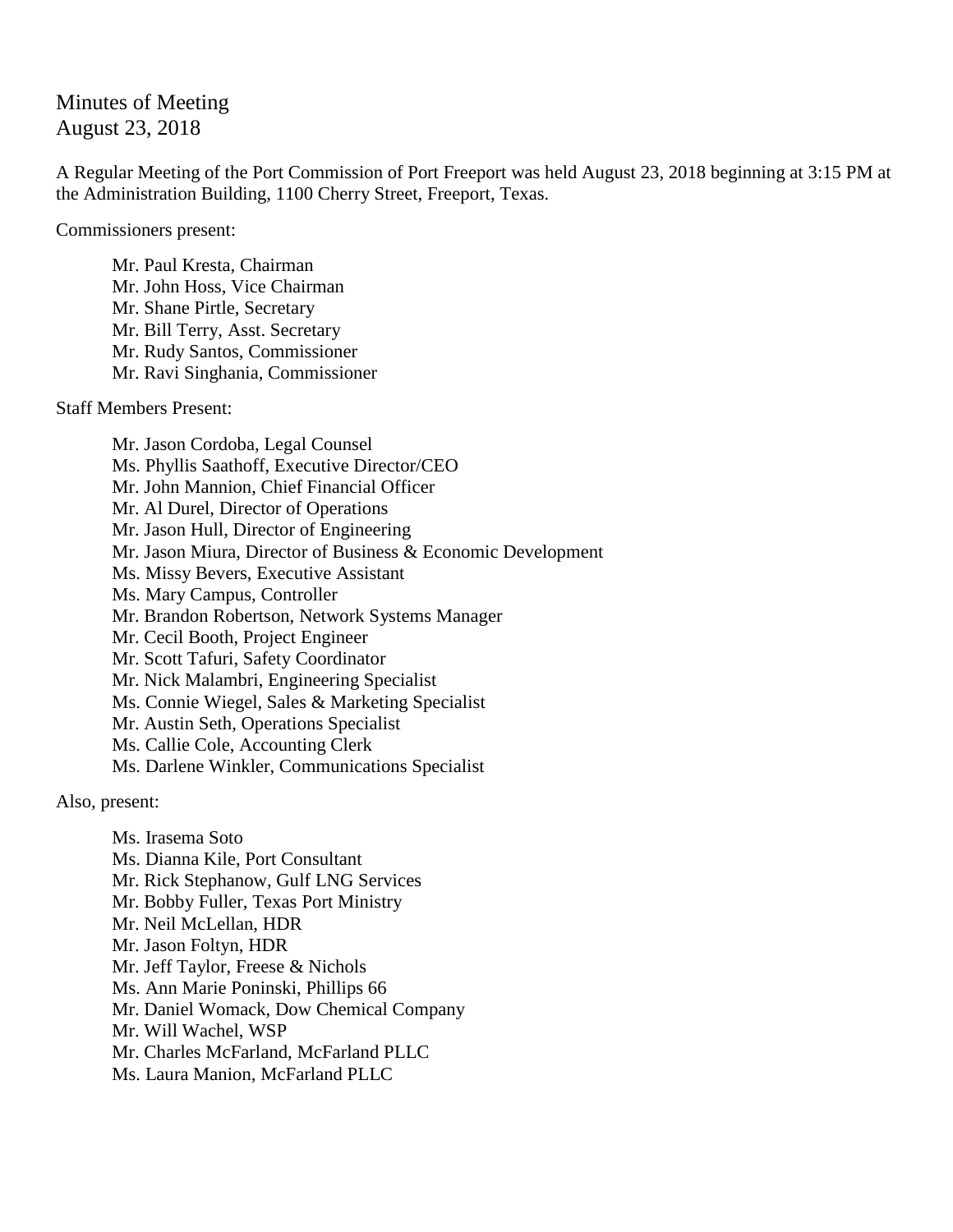# Minutes of Meeting
August 23, 2018

A Regular Meeting of the Port Commission of Port Freeport was held August 23, 2018 beginning at 3:15 PM at the Administration Building, 1100 Cherry Street, Freeport, Texas.

Commissioners present:

- Mr. Paul Kresta, Chairman
- Mr. John Hoss, Vice Chairman
- Mr. Shane Pirtle, Secretary
- Mr. Bill Terry, Asst. Secretary
- Mr. Rudy Santos, Commissioner
- Mr. Ravi Singhania, Commissioner

Staff Members Present:

- Mr. Jason Cordoba, Legal Counsel
- Ms. Phyllis Saathoff, Executive Director/CEO
- Mr. John Mannion, Chief Financial Officer
- Mr. Al Durel, Director of Operations
- Mr. Jason Hull, Director of Engineering
- Mr. Jason Miura, Director of Business & Economic Development
- Ms. Missy Bevers, Executive Assistant
- Ms. Mary Campus, Controller
- Mr. Brandon Robertson, Network Systems Manager
- Mr. Cecil Booth, Project Engineer
- Mr. Scott Tafuri, Safety Coordinator
- Mr. Nick Malambri, Engineering Specialist
- Ms. Connie Wiegel, Sales & Marketing Specialist
- Mr. Austin Seth, Operations Specialist
- Ms. Callie Cole, Accounting Clerk
- Ms. Darlene Winkler, Communications Specialist

Also, present:

- Ms. Irasema Soto
- Ms. Dianna Kile, Port Consultant
- Mr. Rick Stephanow, Gulf LNG Services
- Mr. Bobby Fuller, Texas Port Ministry
- Mr. Neil McLellan, HDR
- Mr. Jason Foltyn, HDR
- Mr. Jeff Taylor, Freese & Nichols
- Ms. Ann Marie Poninski, Phillips 66
- Mr. Daniel Womack, Dow Chemical Company
- Mr. Will Wachel, WSP
- Mr. Charles McFarland, McFarland PLLC
- Ms. Laura Manion, McFarland PLLC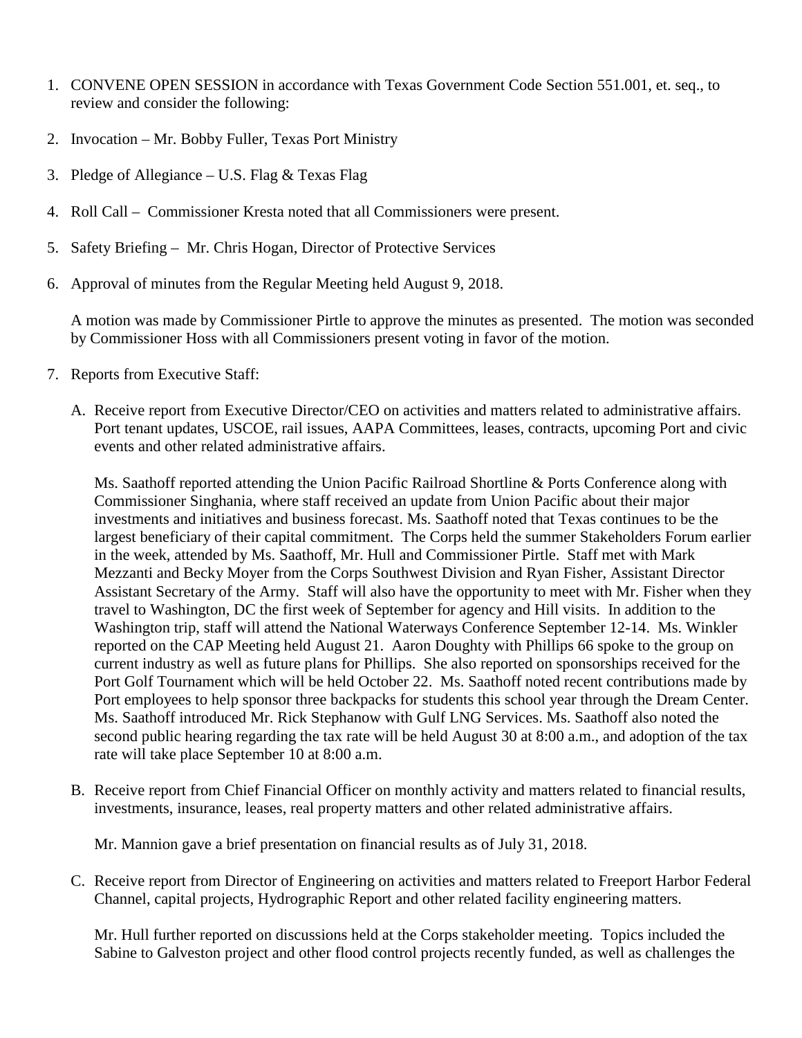1. CONVENE OPEN SESSION in accordance with Texas Government Code Section 551.001, et. seq., to review and consider the following:

2. Invocation – Mr. Bobby Fuller, Texas Port Ministry

3. Pledge of Allegiance – U.S. Flag & Texas Flag

4. Roll Call – Commissioner Kresta noted that all Commissioners were present.

5. Safety Briefing – Mr. Chris Hogan, Director of Protective Services

6. Approval of minutes from the Regular Meeting held August 9, 2018.

   A motion was made by Commissioner Pirtle to approve the minutes as presented. The motion was seconded by Commissioner Hoss with all Commissioners present voting in favor of the motion.

7. Reports from Executive Staff:

   A. Receive report from Executive Director/CEO on activities and matters related to administrative affairs. Port tenant updates, USCOE, rail issues, AAPA Committees, leases, contracts, upcoming Port and civic events and other related administrative affairs.

      Ms. Saathoff reported attending the Union Pacific Railroad Shortline & Ports Conference along with Commissioner Singhania, where staff received an update from Union Pacific about their major investments and initiatives and business forecast. Ms. Saathoff noted that Texas continues to be the largest beneficiary of their capital commitment. The Corps held the summer Stakeholders Forum earlier in the week, attended by Ms. Saathoff, Mr. Hull and Commissioner Pirtle. Staff met with Mark Mezzanti and Becky Moyer from the Corps Southwest Division and Ryan Fisher, Assistant Director Assistant Secretary of the Army. Staff will also have the opportunity to meet with Mr. Fisher when they travel to Washington, DC the first week of September for agency and Hill visits. In addition to the Washington trip, staff will attend the National Waterways Conference September 12-14. Ms. Winkler reported on the CAP Meeting held August 21. Aaron Doughty with Phillips 66 spoke to the group on current industry as well as future plans for Phillips. She also reported on sponsorships received for the Port Golf Tournament which will be held October 22. Ms. Saathoff noted recent contributions made by Port employees to help sponsor three backpacks for students this school year through the Dream Center. Ms. Saathoff introduced Mr. Rick Stephanow with Gulf LNG Services. Ms. Saathoff also noted the second public hearing regarding the tax rate will be held August 30 at 8:00 a.m., and adoption of the tax rate will take place September 10 at 8:00 a.m.

   B. Receive report from Chief Financial Officer on monthly activity and matters related to financial results, investments, insurance, leases, real property matters and other related administrative affairs.

      Mr. Mannion gave a brief presentation on financial results as of July 31, 2018.

   C. Receive report from Director of Engineering on activities and matters related to Freeport Harbor Federal Channel, capital projects, Hydrographic Report and other related facility engineering matters.

      Mr. Hull further reported on discussions held at the Corps stakeholder meeting. Topics included the Sabine to Galveston project and other flood control projects recently funded, as well as challenges the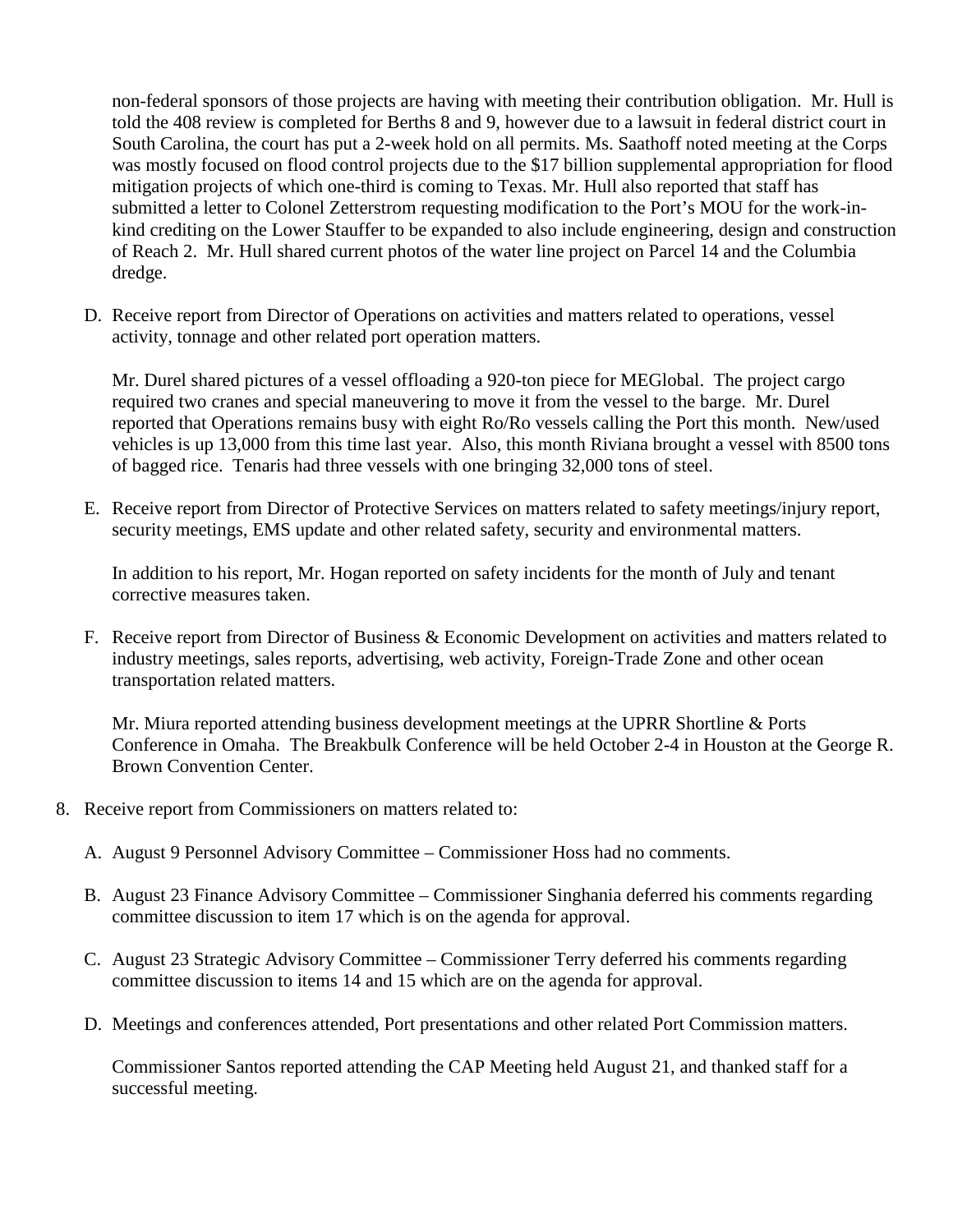non-federal sponsors of those projects are having with meeting their contribution obligation. Mr. Hull is told the 408 review is completed for Berths 8 and 9, however due to a lawsuit in federal district court in South Carolina, the court has put a 2-week hold on all permits. Ms. Saathoff noted meeting at the Corps was mostly focused on flood control projects due to the $17 billion supplemental appropriation for flood mitigation projects of which one-third is coming to Texas. Mr. Hull also reported that staff has submitted a letter to Colonel Zetterstrom requesting modification to the Port's MOU for the work-in-kind crediting on the Lower Stauffer to be expanded to also include engineering, design and construction of Reach 2. Mr. Hull shared current photos of the water line project on Parcel 14 and the Columbia dredge.

D. Receive report from Director of Operations on activities and matters related to operations, vessel activity, tonnage and other related port operation matters.

   Mr. Durel shared pictures of a vessel offloading a 920-ton piece for MEGlobal. The project cargo required two cranes and special maneuvering to move it from the vessel to the barge. Mr. Durel reported that Operations remains busy with eight Ro/Ro vessels calling the Port this month. New/used vehicles is up 13,000 from this time last year. Also, this month Riviana brought a vessel with 8500 tons of bagged rice. Tenaris had three vessels with one bringing 32,000 tons of steel.

E. Receive report from Director of Protective Services on matters related to safety meetings/injury report, security meetings, EMS update and other related safety, security and environmental matters.

   In addition to his report, Mr. Hogan reported on safety incidents for the month of July and tenant corrective measures taken.

F. Receive report from Director of Business & Economic Development on activities and matters related to industry meetings, sales reports, advertising, web activity, Foreign-Trade Zone and other ocean transportation related matters.

   Mr. Miura reported attending business development meetings at the UPRR Shortline & Ports Conference in Omaha. The Breakbulk Conference will be held October 2-4 in Houston at the George R. Brown Convention Center.

8. Receive report from Commissioners on matters related to:

   A. August 9 Personnel Advisory Committee – Commissioner Hoss had no comments.

   B. August 23 Finance Advisory Committee – Commissioner Singhania deferred his comments regarding committee discussion to item 17 which is on the agenda for approval.

   C. August 23 Strategic Advisory Committee – Commissioner Terry deferred his comments regarding committee discussion to items 14 and 15 which are on the agenda for approval.

   D. Meetings and conferences attended, Port presentations and other related Port Commission matters.

      Commissioner Santos reported attending the CAP Meeting held August 21, and thanked staff for a successful meeting.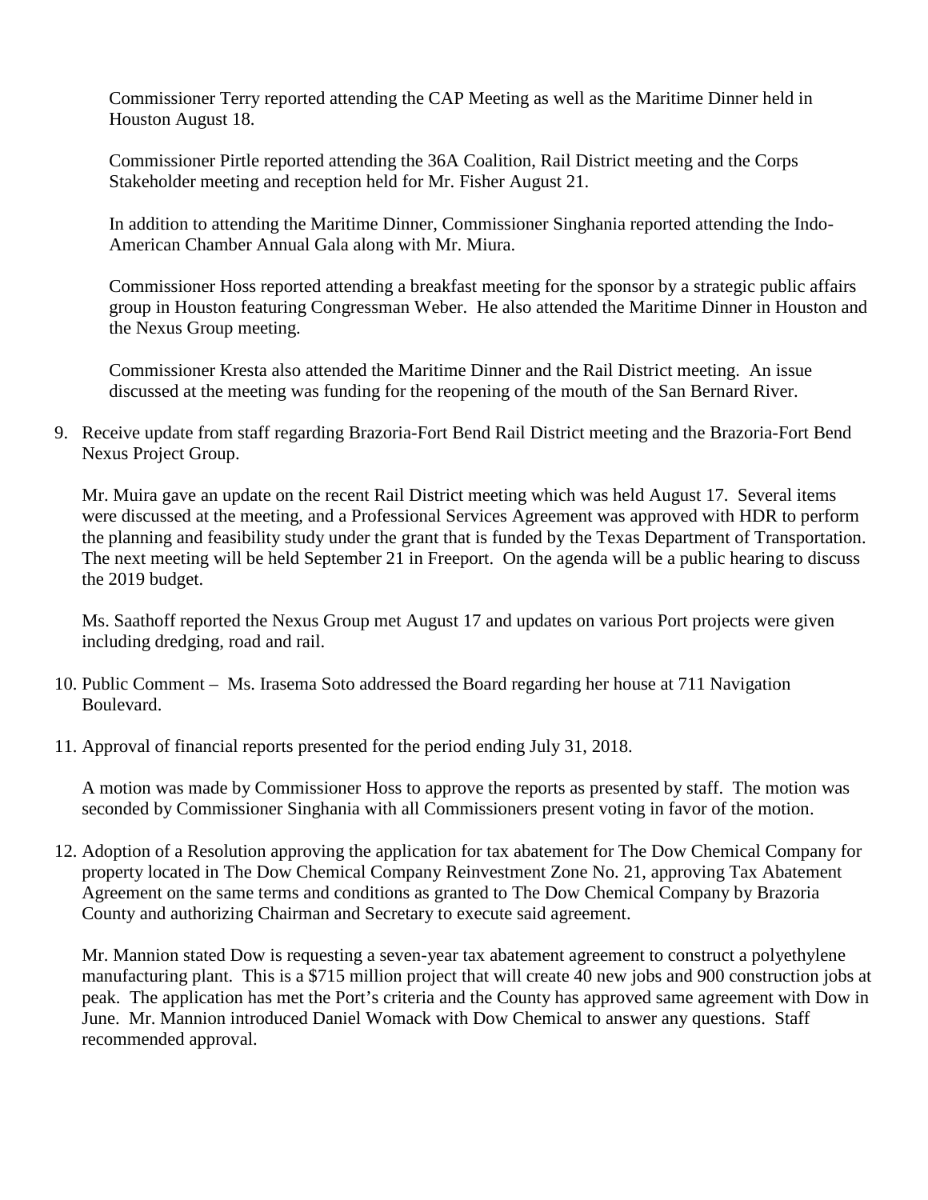Commissioner Terry reported attending the CAP Meeting as well as the Maritime Dinner held in Houston August 18.

Commissioner Pirtle reported attending the 36A Coalition, Rail District meeting and the Corps Stakeholder meeting and reception held for Mr. Fisher August 21.

In addition to attending the Maritime Dinner, Commissioner Singhania reported attending the Indo-American Chamber Annual Gala along with Mr. Miura.

Commissioner Hoss reported attending a breakfast meeting for the sponsor by a strategic public affairs group in Houston featuring Congressman Weber. He also attended the Maritime Dinner in Houston and the Nexus Group meeting.

Commissioner Kresta also attended the Maritime Dinner and the Rail District meeting. An issue discussed at the meeting was funding for the reopening of the mouth of the San Bernard River.

9. Receive update from staff regarding Brazoria-Fort Bend Rail District meeting and the Brazoria-Fort Bend Nexus Project Group.

   Mr. Muira gave an update on the recent Rail District meeting which was held August 17. Several items were discussed at the meeting, and a Professional Services Agreement was approved with HDR to perform the planning and feasibility study under the grant that is funded by the Texas Department of Transportation. The next meeting will be held September 21 in Freeport. On the agenda will be a public hearing to discuss the 2019 budget.

   Ms. Saathoff reported the Nexus Group met August 17 and updates on various Port projects were given including dredging, road and rail.

10. Public Comment – Ms. Irasema Soto addressed the Board regarding her house at 711 Navigation Boulevard.

11. Approval of financial reports presented for the period ending July 31, 2018.

    A motion was made by Commissioner Hoss to approve the reports as presented by staff. The motion was seconded by Commissioner Singhania with all Commissioners present voting in favor of the motion.

12. Adoption of a Resolution approving the application for tax abatement for The Dow Chemical Company for property located in The Dow Chemical Company Reinvestment Zone No. 21, approving Tax Abatement Agreement on the same terms and conditions as granted to The Dow Chemical Company by Brazoria County and authorizing Chairman and Secretary to execute said agreement.

    Mr. Mannion stated Dow is requesting a seven-year tax abatement agreement to construct a polyethylene manufacturing plant. This is a $715 million project that will create 40 new jobs and 900 construction jobs at peak. The application has met the Port's criteria and the County has approved same agreement with Dow in June. Mr. Mannion introduced Daniel Womack with Dow Chemical to answer any questions. Staff recommended approval.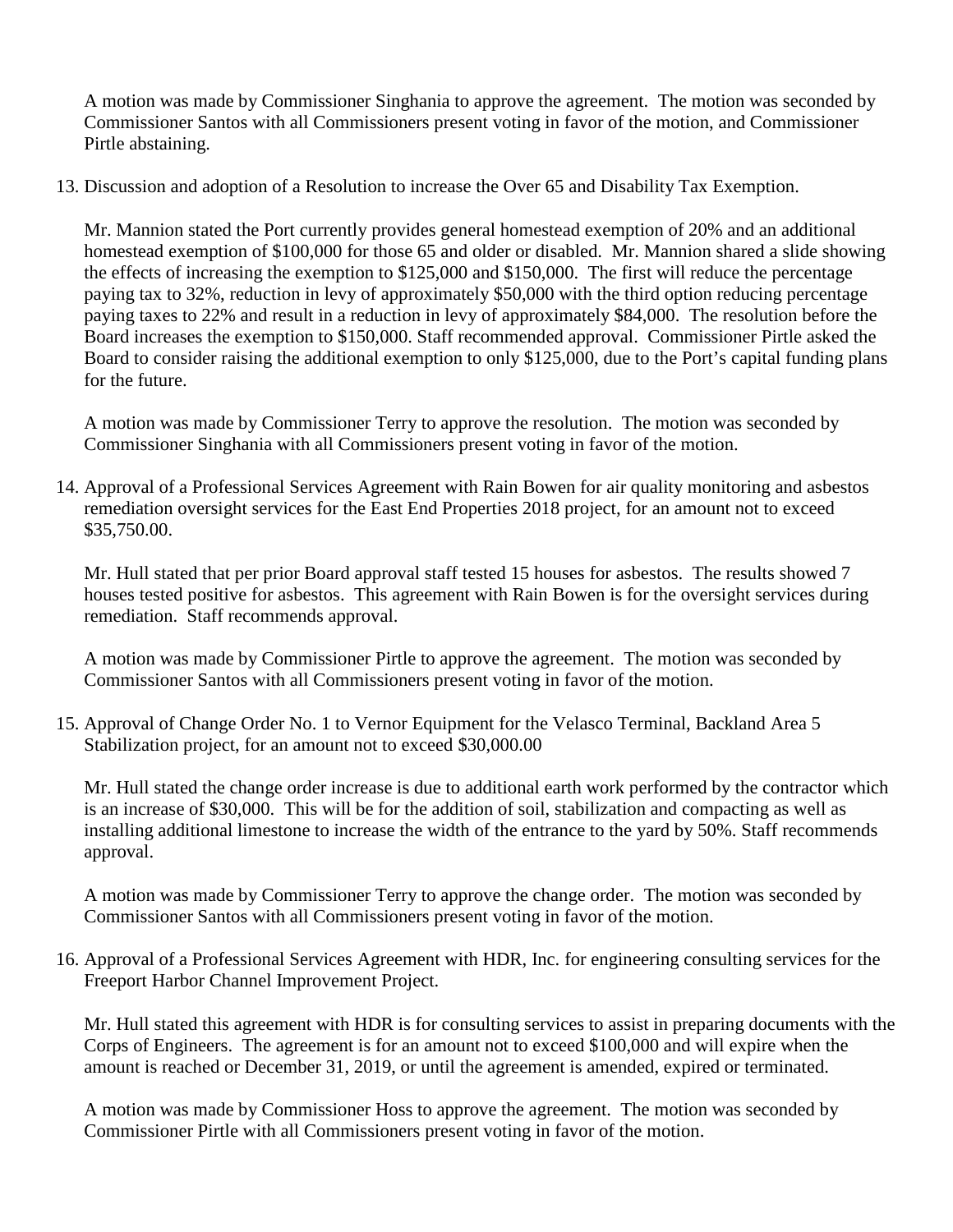A motion was made by Commissioner Singhania to approve the agreement. The motion was seconded by Commissioner Santos with all Commissioners present voting in favor of the motion, and Commissioner Pirtle abstaining.

13. Discussion and adoption of a Resolution to increase the Over 65 and Disability Tax Exemption.

    Mr. Mannion stated the Port currently provides general homestead exemption of 20% and an additional homestead exemption of $100,000 for those 65 and older or disabled. Mr. Mannion shared a slide showing the effects of increasing the exemption to $125,000 and $150,000. The first will reduce the percentage paying tax to 32%, reduction in levy of approximately $50,000 with the third option reducing percentage paying taxes to 22% and result in a reduction in levy of approximately $84,000. The resolution before the Board increases the exemption to $150,000. Staff recommended approval. Commissioner Pirtle asked the Board to consider raising the additional exemption to only $125,000, due to the Port's capital funding plans for the future.

    A motion was made by Commissioner Terry to approve the resolution. The motion was seconded by Commissioner Singhania with all Commissioners present voting in favor of the motion.

14. Approval of a Professional Services Agreement with Rain Bowen for air quality monitoring and asbestos remediation oversight services for the East End Properties 2018 project, for an amount not to exceed $35,750.00.

    Mr. Hull stated that per prior Board approval staff tested 15 houses for asbestos. The results showed 7 houses tested positive for asbestos. This agreement with Rain Bowen is for the oversight services during remediation. Staff recommends approval.

    A motion was made by Commissioner Pirtle to approve the agreement. The motion was seconded by Commissioner Santos with all Commissioners present voting in favor of the motion.

15. Approval of Change Order No. 1 to Vernor Equipment for the Velasco Terminal, Backland Area 5 Stabilization project, for an amount not to exceed $30,000.00

    Mr. Hull stated the change order increase is due to additional earth work performed by the contractor which is an increase of $30,000. This will be for the addition of soil, stabilization and compacting as well as installing additional limestone to increase the width of the entrance to the yard by 50%. Staff recommends approval.

    A motion was made by Commissioner Terry to approve the change order. The motion was seconded by Commissioner Santos with all Commissioners present voting in favor of the motion.

16. Approval of a Professional Services Agreement with HDR, Inc. for engineering consulting services for the Freeport Harbor Channel Improvement Project.

    Mr. Hull stated this agreement with HDR is for consulting services to assist in preparing documents with the Corps of Engineers. The agreement is for an amount not to exceed $100,000 and will expire when the amount is reached or December 31, 2019, or until the agreement is amended, expired or terminated.

    A motion was made by Commissioner Hoss to approve the agreement. The motion was seconded by Commissioner Pirtle with all Commissioners present voting in favor of the motion.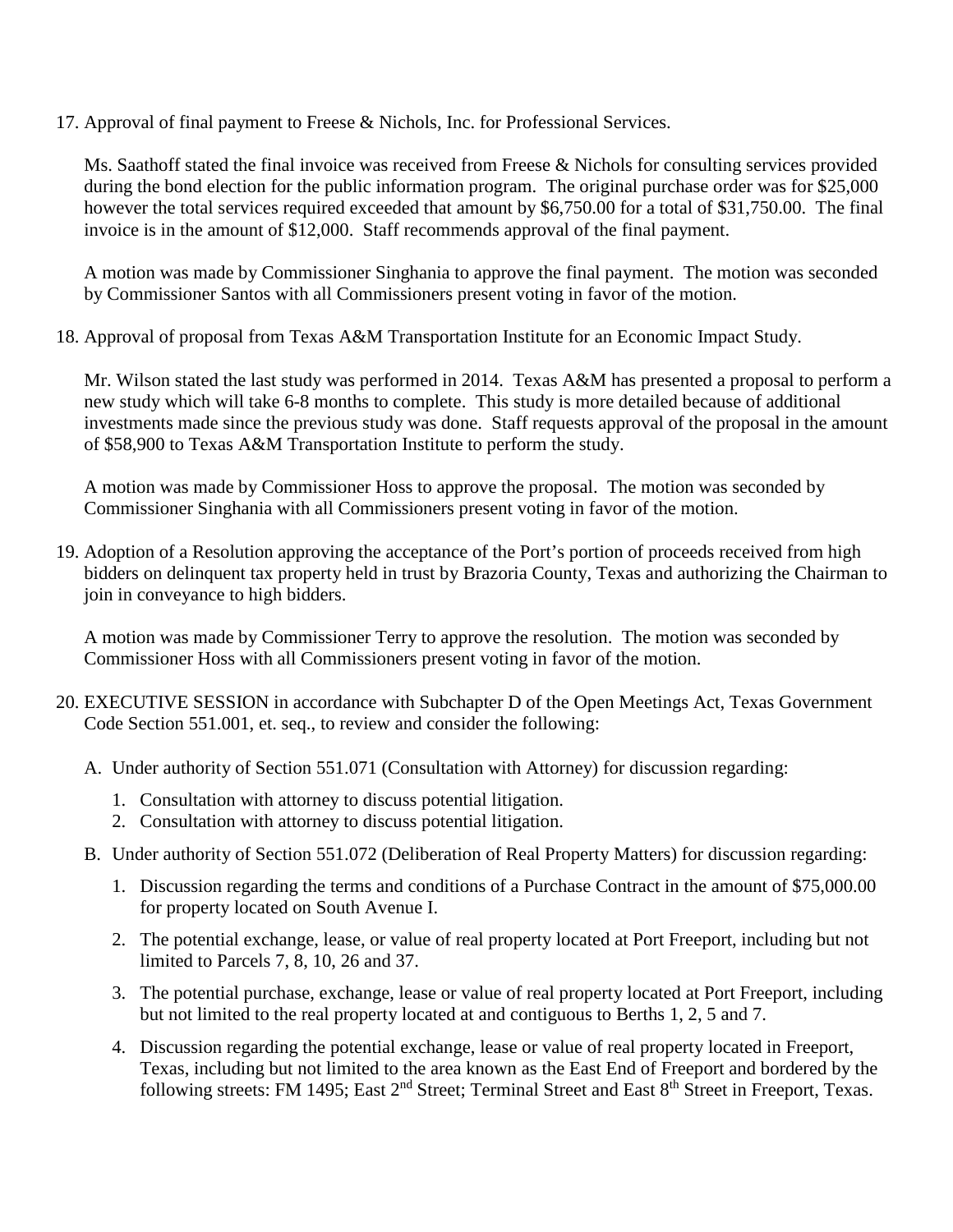17. Approval of final payment to Freese & Nichols, Inc. for Professional Services.

    Ms. Saathoff stated the final invoice was received from Freese & Nichols for consulting services provided during the bond election for the public information program. The original purchase order was for $25,000 however the total services required exceeded that amount by $6,750.00 for a total of $31,750.00. The final invoice is in the amount of $12,000. Staff recommends approval of the final payment.

    A motion was made by Commissioner Singhania to approve the final payment. The motion was seconded by Commissioner Santos with all Commissioners present voting in favor of the motion.

18. Approval of proposal from Texas A&M Transportation Institute for an Economic Impact Study.

    Mr. Wilson stated the last study was performed in 2014. Texas A&M has presented a proposal to perform a new study which will take 6-8 months to complete. This study is more detailed because of additional investments made since the previous study was done. Staff requests approval of the proposal in the amount of $58,900 to Texas A&M Transportation Institute to perform the study.

    A motion was made by Commissioner Hoss to approve the proposal. The motion was seconded by Commissioner Singhania with all Commissioners present voting in favor of the motion.

19. Adoption of a Resolution approving the acceptance of the Port's portion of proceeds received from high bidders on delinquent tax property held in trust by Brazoria County, Texas and authorizing the Chairman to join in conveyance to high bidders.

    A motion was made by Commissioner Terry to approve the resolution. The motion was seconded by Commissioner Hoss with all Commissioners present voting in favor of the motion.

20. EXECUTIVE SESSION in accordance with Subchapter D of the Open Meetings Act, Texas Government Code Section 551.001, et. seq., to review and consider the following:

    A. Under authority of Section 551.071 (Consultation with Attorney) for discussion regarding:

        1. Consultation with attorney to discuss potential litigation.
        2. Consultation with attorney to discuss potential litigation.

    B. Under authority of Section 551.072 (Deliberation of Real Property Matters) for discussion regarding:

        1. Discussion regarding the terms and conditions of a Purchase Contract in the amount of $75,000.00 for property located on South Avenue I.

        2. The potential exchange, lease, or value of real property located at Port Freeport, including but not limited to Parcels 7, 8, 10, 26 and 37.

        3. The potential purchase, exchange, lease or value of real property located at Port Freeport, including but not limited to the real property located at and contiguous to Berths 1, 2, 5 and 7.

        4. Discussion regarding the potential exchange, lease or value of real property located in Freeport, Texas, including but not limited to the area known as the East End of Freeport and bordered by the following streets: FM 1495; East 2nd Street; Terminal Street and East 8th Street in Freeport, Texas.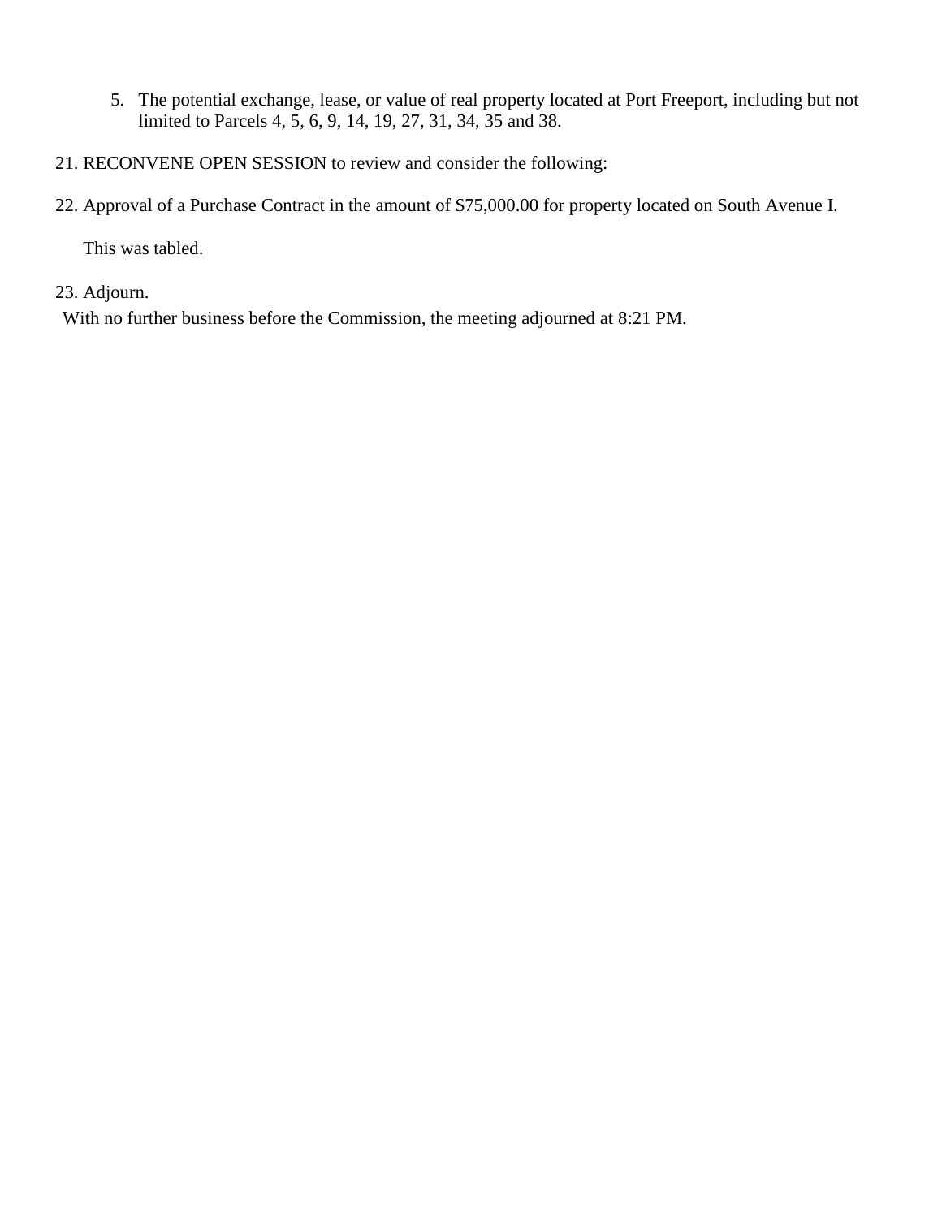5. The potential exchange, lease, or value of real property located at Port Freeport, including but not limited to Parcels 4, 5, 6, 9, 14, 19, 27, 31, 34, 35 and 38.

21. RECONVENE OPEN SESSION to review and consider the following:

22. Approval of a Purchase Contract in the amount of $75,000.00 for property located on South Avenue I.

    This was tabled.

23. Adjourn.

With no further business before the Commission, the meeting adjourned at 8:21 PM.